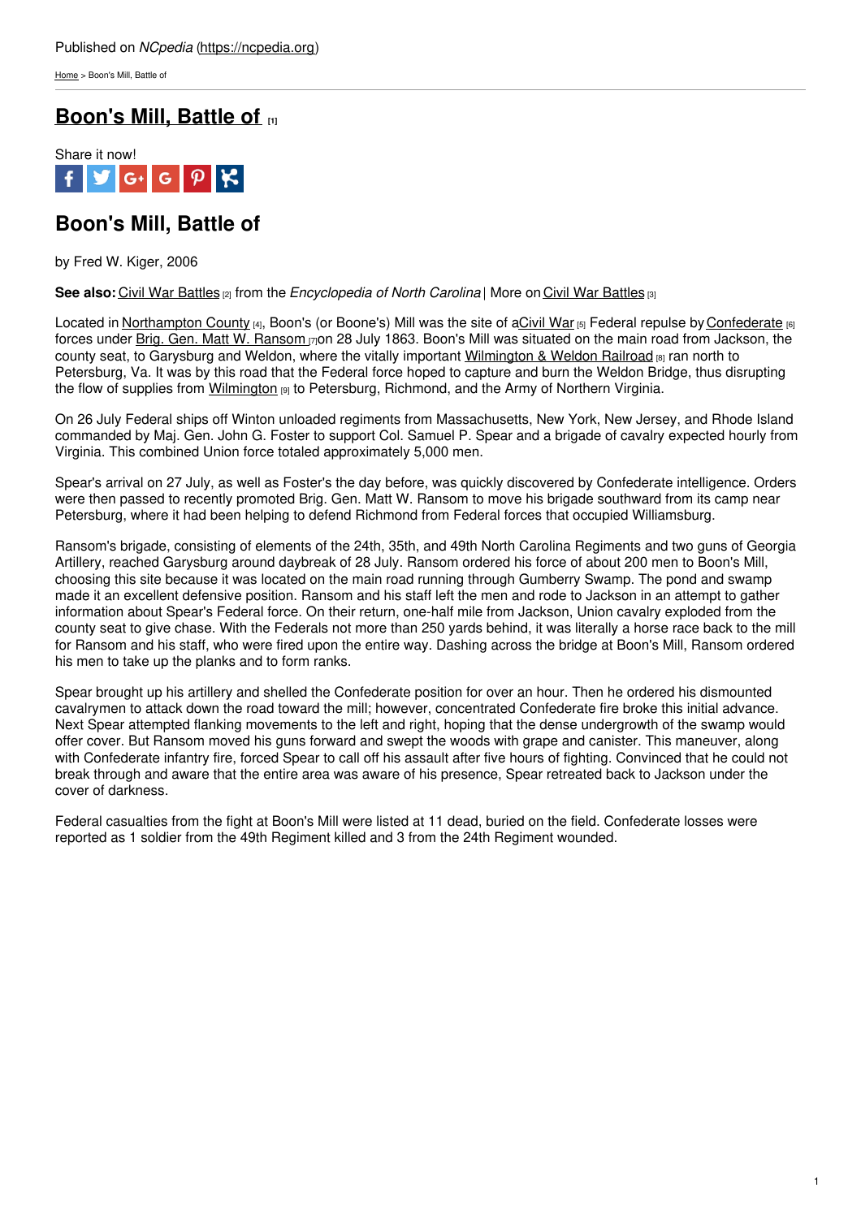Published on *NCpedia* (https://ncpedia.org)

Home > Boon's Mill, Battle of

# Boon's Mill, Battle of [1]

Share it now!

## Boon's Mill, Battle of

by Fred W. Kiger, 2006

**See also:** Civil War Battles [2] from the *Encyclopedia of North Carolina* | More on Civil War Battles [3]

Located in Northampton County [4], Boon's (or Boone's) Mill was the site of a Civil War [5] Federal repulse by Confederate [6] forces under Brig. Gen. Matt W. Ransom [7] on 28 July 1863. Boon's Mill was situated on the main road from Jackson, the county seat, to Garysburg and Weldon, where the vitally important Wilmington & Weldon Railroad [8] ran north to Petersburg, Va. It was by this road that the Federal force hoped to capture and burn the Weldon Bridge, thus disrupting the flow of supplies from Wilmington [9] to Petersburg, Richmond, and the Army of Northern Virginia.

On 26 July Federal ships off Winton unloaded regiments from Massachusetts, New York, New Jersey, and Rhode Island commanded by Maj. Gen. John G. Foster to support Col. Samuel P. Spear and a brigade of cavalry expected hourly from Virginia. This combined Union force totaled approximately 5,000 men.

Spear's arrival on 27 July, as well as Foster's the day before, was quickly discovered by Confederate intelligence. Orders were then passed to recently promoted Brig. Gen. Matt W. Ransom to move his brigade southward from its camp near Petersburg, where it had been helping to defend Richmond from Federal forces that occupied Williamsburg.

Ransom's brigade, consisting of elements of the 24th, 35th, and 49th North Carolina Regiments and two guns of Georgia Artillery, reached Garysburg around daybreak of 28 July. Ransom ordered his force of about 200 men to Boon's Mill, choosing this site because it was located on the main road running through Gumberry Swamp. The pond and swamp made it an excellent defensive position. Ransom and his staff left the men and rode to Jackson in an attempt to gather information about Spear's Federal force. On their return, one-half mile from Jackson, Union cavalry exploded from the county seat to give chase. With the Federals not more than 250 yards behind, it was literally a horse race back to the mill for Ransom and his staff, who were fired upon the entire way. Dashing across the bridge at Boon's Mill, Ransom ordered his men to take up the planks and to form ranks.

Spear brought up his artillery and shelled the Confederate position for over an hour. Then he ordered his dismounted cavalrymen to attack down the road toward the mill; however, concentrated Confederate fire broke this initial advance. Next Spear attempted flanking movements to the left and right, hoping that the dense undergrowth of the swamp would offer cover. But Ransom moved his guns forward and swept the woods with grape and canister. This maneuver, along with Confederate infantry fire, forced Spear to call off his assault after five hours of fighting. Convinced that he could not break through and aware that the entire area was aware of his presence, Spear retreated back to Jackson under the cover of darkness.

Federal casualties from the fight at Boon's Mill were listed at 11 dead, buried on the field. Confederate losses were reported as 1 soldier from the 49th Regiment killed and 3 from the 24th Regiment wounded.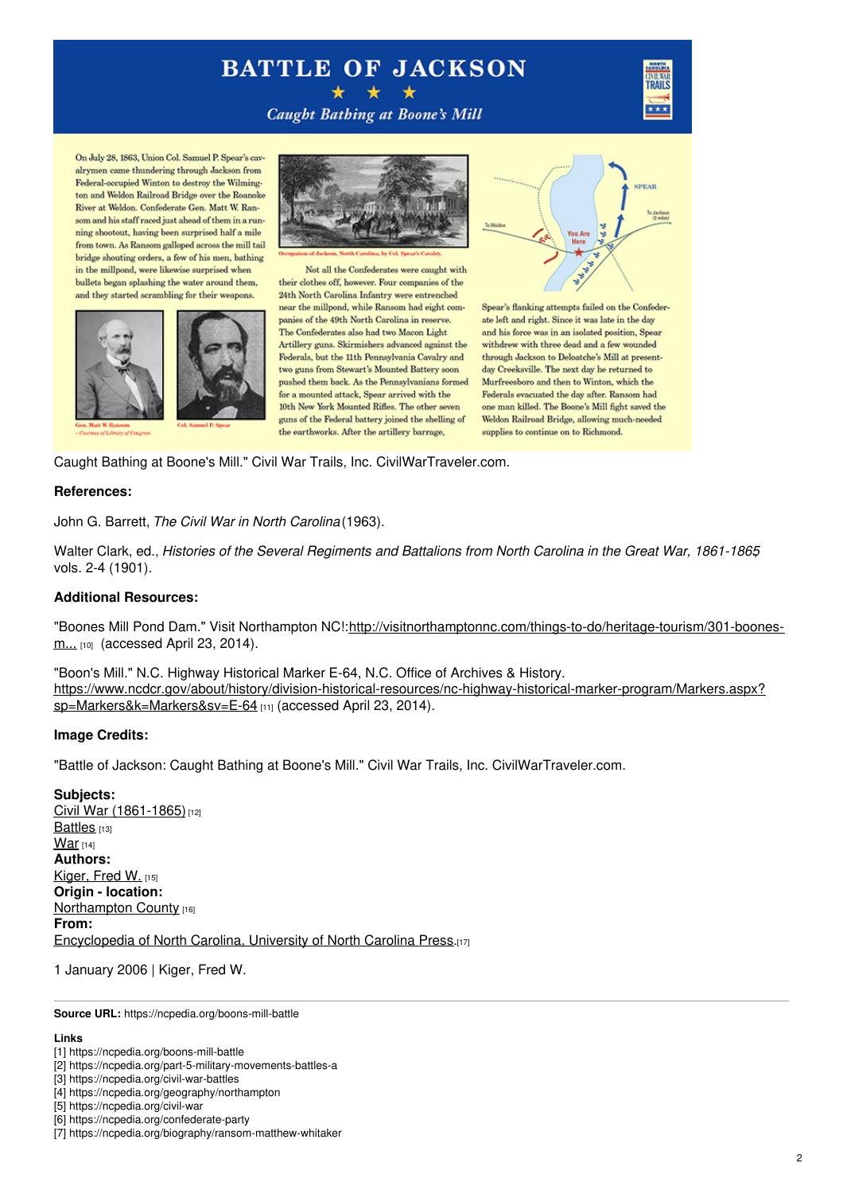# BATTLE OF JACKSON

★ ★ ★

*Caught Bathing at Boone's Mill*

On July 28, 1863, Union Col. Samuel P. Spear's cavalrymen came thundering through Jackson from Federal-occupied Winton to destroy the Wilmington and Weldon Railroad Bridge over the Roanoke River at Weldon. Confederate Gen. Matt W. Ransom and his staff raced just ahead of them in a running shootout, having been surprised half a mile from town. As Ransom galloped across the mill tail bridge shouting orders, a few of his men, bathing in the millpond, were likewise surprised when bullets began splashing the water around them, and they started scrambling for their weapons.

Gen. Matt W. Ransom – Courtesy of Library of Congress

Col. Samuel P. Spear

Occupation of Jackson, North Carolina, by Col. Spear's Cavalry.

Not all the Confederates were caught with their clothes off, however. Four companies of the 24th North Carolina Infantry were entrenched near the millpond, while Ransom had eight companies of the 49th North Carolina in reserve. The Confederates also had two Macon Light Artillery guns. Skirmishers advanced against the Federals, but the 11th Pennsylvania Cavalry and two guns from Stewart's Mounted Battery soon pushed them back. As the Pennsylvanians formed for a mounted attack, Spear arrived with the 10th New York Mounted Rifles. The other seven guns of the Federal battery joined the shelling of the earthworks. After the artillery barrage, Spear's flanking attempts failed on the Confederate left and right. Since it was late in the day and his force was in an isolated position, Spear withdrew with three dead and a few wounded through Jackson to Deloatche's Mill at present-day Creeksville. The next day he returned to Murfreesboro and then to Winton, which the Federals evacuated the day after. Ransom had one man killed. The Boone's Mill fight saved the Weldon Railroad Bridge, allowing much-needed supplies to continue on to Richmond.

Caught Bathing at Boone's Mill." Civil War Trails, Inc. CivilWarTraveler.com.

**References:**

John G. Barrett, *The Civil War in North Carolina* (1963).

Walter Clark, ed., *Histories of the Several Regiments and Battalions from North Carolina in the Great War, 1861-1865* vols. 2-4 (1901).

**Additional Resources:**

"Boones Mill Pond Dam." Visit Northampton NC!:http://visitnorthamptonnc.com/things-to-do/heritage-tourism/301-boones-m... [10] (accessed April 23, 2014).

"Boon's Mill." N.C. Highway Historical Marker E-64, N.C. Office of Archives & History. https://www.ncdcr.gov/about/history/division-historical-resources/nc-highway-historical-marker-program/Markers.aspx?sp=Markers&k=Markers&sv=E-64 [11] (accessed April 23, 2014).

**Image Credits:**

"Battle of Jackson: Caught Bathing at Boone's Mill." Civil War Trails, Inc. CivilWarTraveler.com.

**Subjects:**
Civil War (1861-1865) [12]
Battles [13]
War [14]
**Authors:**
Kiger, Fred W. [15]
**Origin - location:**
Northampton County [16]
**From:**
Encyclopedia of North Carolina, University of North Carolina Press.[17]

1 January 2006 | Kiger, Fred W.

**Source URL:** https://ncpedia.org/boons-mill-battle

**Links**
[1] https://ncpedia.org/boons-mill-battle
[2] https://ncpedia.org/part-5-military-movements-battles-a
[3] https://ncpedia.org/civil-war-battles
[4] https://ncpedia.org/geography/northampton
[5] https://ncpedia.org/civil-war
[6] https://ncpedia.org/confederate-party
[7] https://ncpedia.org/biography/ransom-matthew-whitaker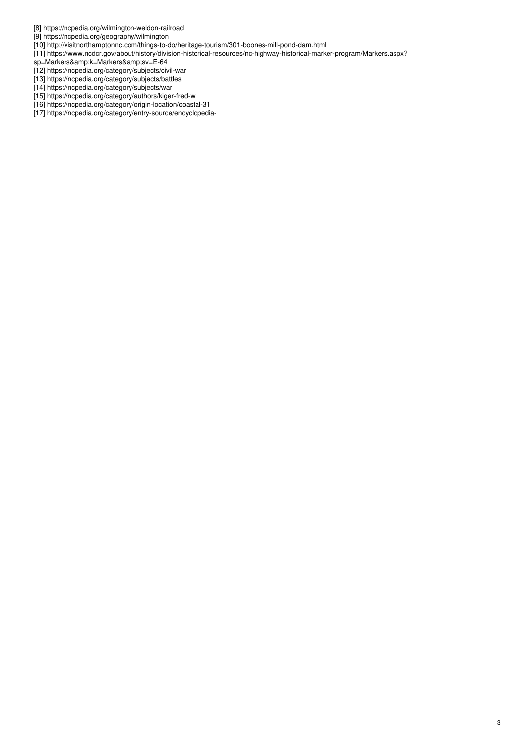[8] https://ncpedia.org/wilmington-weldon-railroad
[9] https://ncpedia.org/geography/wilmington
[10] http://visitnorthamptonnc.com/things-to-do/heritage-tourism/301-boones-mill-pond-dam.html
[11] https://www.ncdcr.gov/about/history/division-historical-resources/nc-highway-historical-marker-program/Markers.aspx?sp=Markers&amp;k=Markers&amp;sv=E-64
[12] https://ncpedia.org/category/subjects/civil-war
[13] https://ncpedia.org/category/subjects/battles
[14] https://ncpedia.org/category/subjects/war
[15] https://ncpedia.org/category/authors/kiger-fred-w
[16] https://ncpedia.org/category/origin-location/coastal-31
[17] https://ncpedia.org/category/entry-source/encyclopedia-